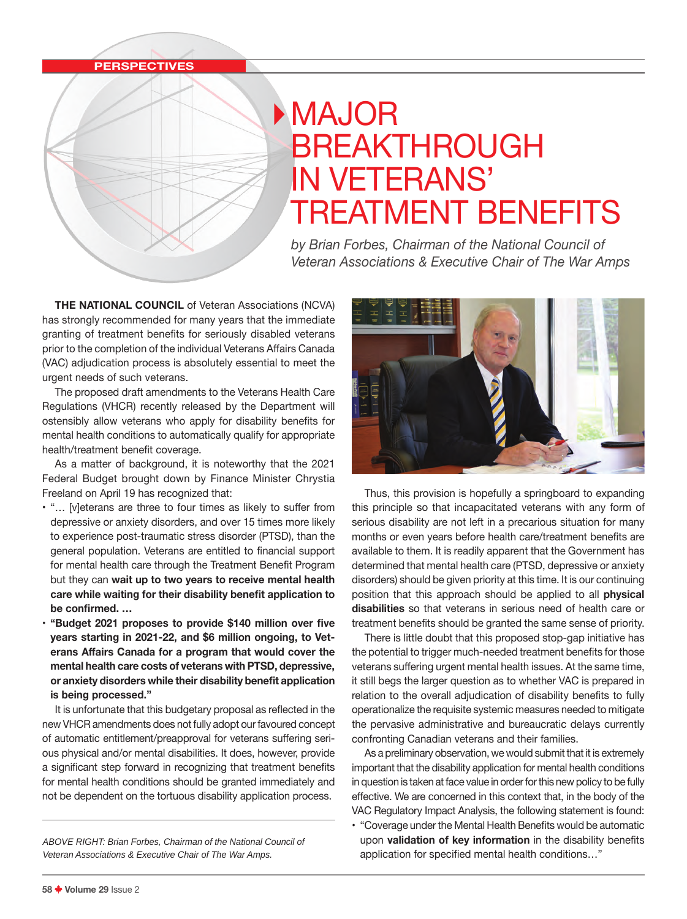PERSPECTIVES

# MAJOR BREAKTHROUGH IN VETERANS' TREATMENT BENEFITS

*by Brian Forbes, Chairman of the National Council of Veteran Associations & Executive Chair of The War Amps*

**THE NATIONAL COUNCIL** of Veteran Associations (NCVA) has strongly recommended for many years that the immediate granting of treatment benefits for seriously disabled veterans prior to the completion of the individual Veterans Affairs Canada (VAC) adjudication process is absolutely essential to meet the urgent needs of such veterans.

The proposed draft amendments to the Veterans Health Care Regulations (VHCR) recently released by the Department will ostensibly allow veterans who apply for disability benefits for mental health conditions to automatically qualify for appropriate health/treatment benefit coverage.

As a matter of background, it is noteworthy that the 2021 Federal Budget brought down by Finance Minister Chrystia Freeland on April 19 has recognized that:

- "… [v]eterans are three to four times as likely to suffer from depressive or anxiety disorders, and over 15 times more likely to experience post-traumatic stress disorder (PTSD), than the general population. Veterans are entitled to financial support for mental health care through the Treatment Benefit Program but they can **wait up to two years to receive mental health care while waiting for their disability benefit application to be confirmed. …**
- **"Budget 2021 proposes to provide $140 million over five years starting in 2021-22, and $6 million ongoing, to Veterans Affairs Canada for a program that would cover the mental health care costs of veterans with PTSD, depressive, or anxiety disorders while their disability benefit application is being processed."**

It is unfortunate that this budgetary proposal as reflected in the new VHCR amendments does not fully adopt our favoured concept of automatic entitlement/preapproval for veterans suffering serious physical and/or mental disabilities. It does, however, provide a significant step forward in recognizing that treatment benefits for mental health conditions should be granted immediately and not be dependent on the tortuous disability application process.

*ABOVE RIGHT: Brian Forbes, Chairman of the National Council of Veteran Associations & Executive Chair of The War Amps.*

Thus, this provision is hopefully a springboard to expanding this principle so that incapacitated veterans with any form of serious disability are not left in a precarious situation for many months or even years before health care/treatment benefits are available to them. It is readily apparent that the Government has determined that mental health care (PTSD, depressive or anxiety disorders) should be given priority at this time. It is our continuing position that this approach should be applied to all **physical disabilities** so that veterans in serious need of health care or treatment benefits should be granted the same sense of priority.

There is little doubt that this proposed stop-gap initiative has the potential to trigger much-needed treatment benefits for those veterans suffering urgent mental health issues. At the same time, it still begs the larger question as to whether VAC is prepared in relation to the overall adjudication of disability benefits to fully operationalize the requisite systemic measures needed to mitigate the pervasive administrative and bureaucratic delays currently confronting Canadian veterans and their families.

As a preliminary observation, we would submit that it is extremely important that the disability application for mental health conditions in question is taken at face value in order for this new policy to be fully effective. We are concerned in this context that, in the body of the VAC Regulatory Impact Analysis, the following statement is found:

- "Coverage under the Mental Health Benefits would be automatic upon **validation of key information** in the disability benefits application for specified mental health conditions…"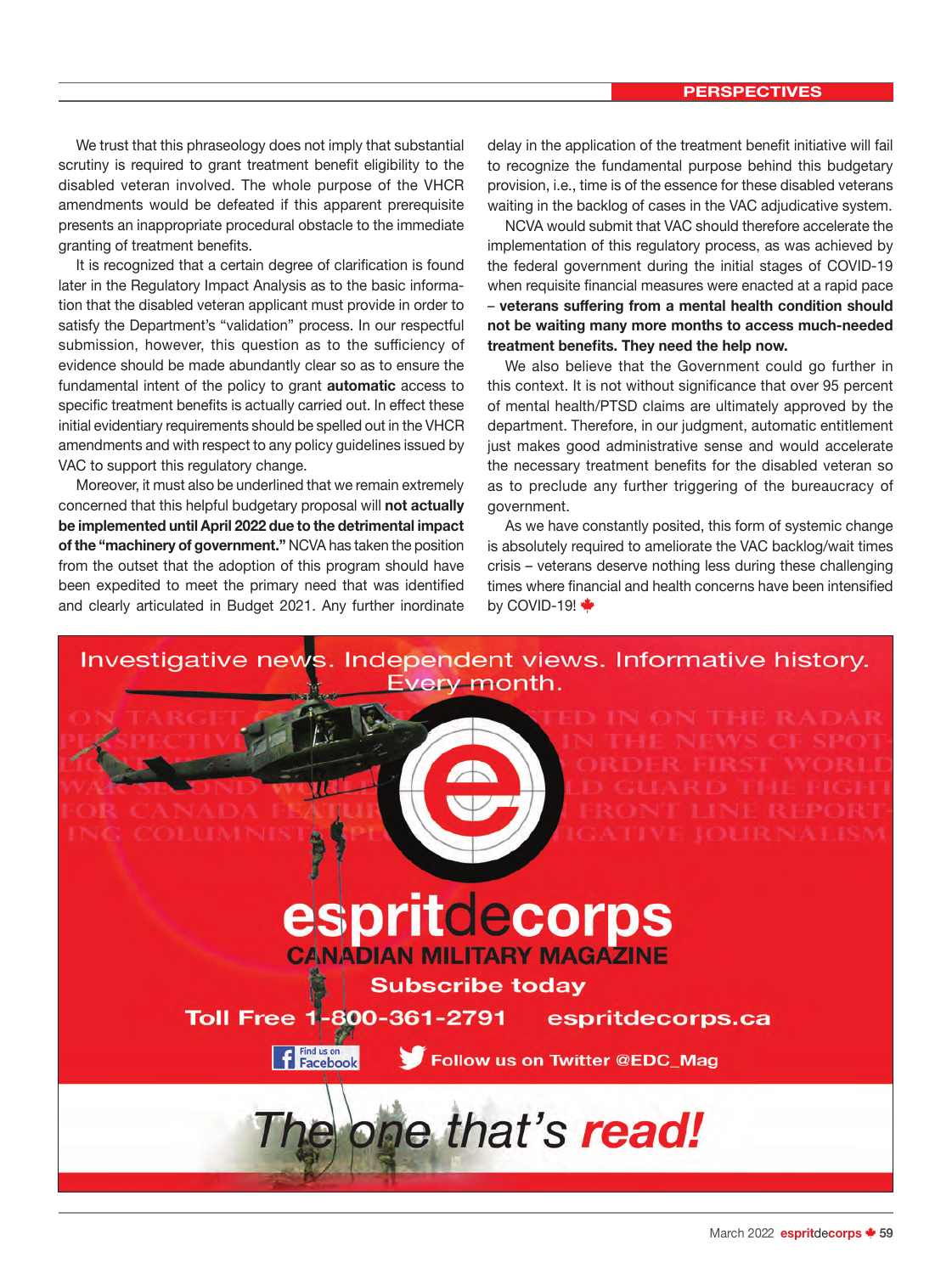We trust that this phraseology does not imply that substantial scrutiny is required to grant treatment benefit eligibility to the disabled veteran involved. The whole purpose of the VHCR amendments would be defeated if this apparent prerequisite presents an inappropriate procedural obstacle to the immediate granting of treatment benefits.

It is recognized that a certain degree of clarification is found later in the Regulatory Impact Analysis as to the basic information that the disabled veteran applicant must provide in order to satisfy the Department's "validation" process. In our respectful submission, however, this question as to the sufficiency of evidence should be made abundantly clear so as to ensure the fundamental intent of the policy to grant **automatic** access to specific treatment benefits is actually carried out. In effect these initial evidentiary requirements should be spelled out in the VHCR amendments and with respect to any policy guidelines issued by VAC to support this regulatory change.

Moreover, it must also be underlined that we remain extremely concerned that this helpful budgetary proposal will **not actually be implemented until April 2022 due to the detrimental impact of the "machinery of government."** NCVA has taken the position from the outset that the adoption of this program should have been expedited to meet the primary need that was identified and clearly articulated in Budget 2021. Any further inordinate delay in the application of the treatment benefit initiative will fail to recognize the fundamental purpose behind this budgetary provision, i.e., time is of the essence for these disabled veterans waiting in the backlog of cases in the VAC adjudicative system.

NCVA would submit that VAC should therefore accelerate the implementation of this regulatory process, as was achieved by the federal government during the initial stages of COVID-19 when requisite financial measures were enacted at a rapid pace – **veterans suffering from a mental health condition should not be waiting many more months to access much-needed treatment benefits. They need the help now.**

We also believe that the Government could go further in this context. It is not without significance that over 95 percent of mental health/PTSD claims are ultimately approved by the department. Therefore, in our judgment, automatic entitlement just makes good administrative sense and would accelerate the necessary treatment benefits for the disabled veteran so as to preclude any further triggering of the bureaucracy of government.

As we have constantly posited, this form of systemic change is absolutely required to ameliorate the VAC backlog/wait times crisis – veterans deserve nothing less during these challenging times where financial and health concerns have been intensified by COVID-19!

Investigative news. Independent views. Informative history. Every month.

espritdecorps
CANADIAN MILITARY MAGAZINE

Subscribe today

Toll Free 1-800-361-2791 espritdecorps.ca

Find us on Facebook

Follow us on Twitter @EDC_Mag

*The one that's* ***read!***